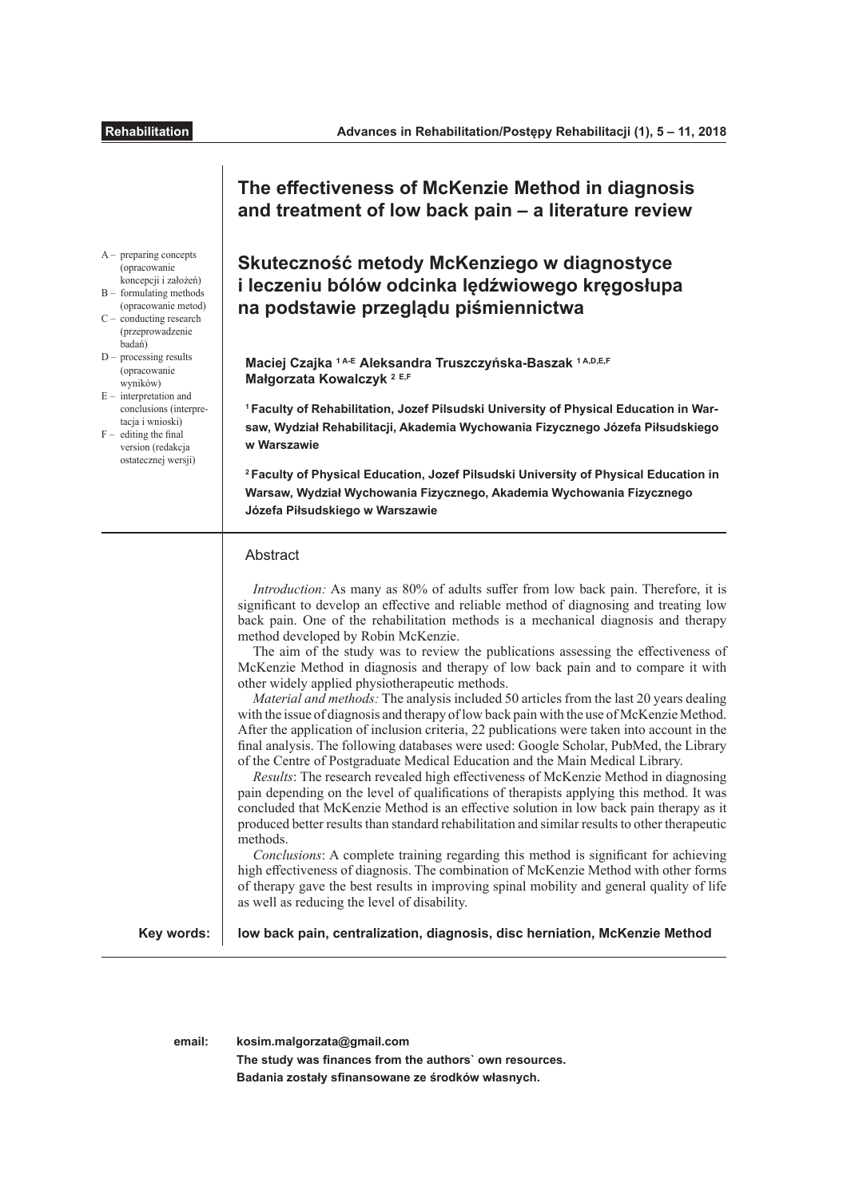Rehabilitation

# The effectiveness of McKenzie Method in diagnosis and treatment of low back pain – a literature review

# Skuteczność metody McKenziego w diagnostyce i leczeniu bólów odcinka lędźwiowego kręgosłupa na podstawie przeglądu piśmiennictwa

A – preparing concepts (opracowanie koncepcji i założeń)
B – formulating methods (opracowanie metod)
C – conducting research (przeprowadzenie badań)
D – processing results (opracowanie wyników)
E – interpretation and conclusions (interpretacja i wnioski)
F – editing the final version (redakcja ostatecznej wersji)

**Maciej Czajka [1 A-E] Aleksandra Truszczyńska-Baszak [1 A,D,E,F] Małgorzata Kowalczyk [2 E,F]**

**[1] Faculty of Rehabilitation, Jozef Pilsudski University of Physical Education in Warsaw, Wydział Rehabilitacji, Akademia Wychowania Fizycznego Józefa Piłsudskiego w Warszawie**

**[2] Faculty of Physical Education, Jozef Pilsudski University of Physical Education in Warsaw, Wydział Wychowania Fizycznego, Akademia Wychowania Fizycznego Józefa Piłsudskiego w Warszawie**

## Abstract

*Introduction:* As many as 80% of adults suffer from low back pain. Therefore, it is significant to develop an effective and reliable method of diagnosing and treating low back pain. One of the rehabilitation methods is a mechanical diagnosis and therapy method developed by Robin McKenzie.

The aim of the study was to review the publications assessing the effectiveness of McKenzie Method in diagnosis and therapy of low back pain and to compare it with other widely applied physiotherapeutic methods.

*Material and methods:* The analysis included 50 articles from the last 20 years dealing with the issue of diagnosis and therapy of low back pain with the use of McKenzie Method. After the application of inclusion criteria, 22 publications were taken into account in the final analysis. The following databases were used: Google Scholar, PubMed, the Library of the Centre of Postgraduate Medical Education and the Main Medical Library.

*Results*: The research revealed high effectiveness of McKenzie Method in diagnosing pain depending on the level of qualifications of therapists applying this method. It was concluded that McKenzie Method is an effective solution in low back pain therapy as it produced better results than standard rehabilitation and similar results to other therapeutic methods.

*Conclusions*: A complete training regarding this method is significant for achieving high effectiveness of diagnosis. The combination of McKenzie Method with other forms of therapy gave the best results in improving spinal mobility and general quality of life as well as reducing the level of disability.

**Key words:** **low back pain, centralization, diagnosis, disc herniation, McKenzie Method**

**email:** **kosim.malgorzata@gmail.com**

**The study was finances from the authors` own resources.**
**Badania zostały sfinansowane ze środków własnych.**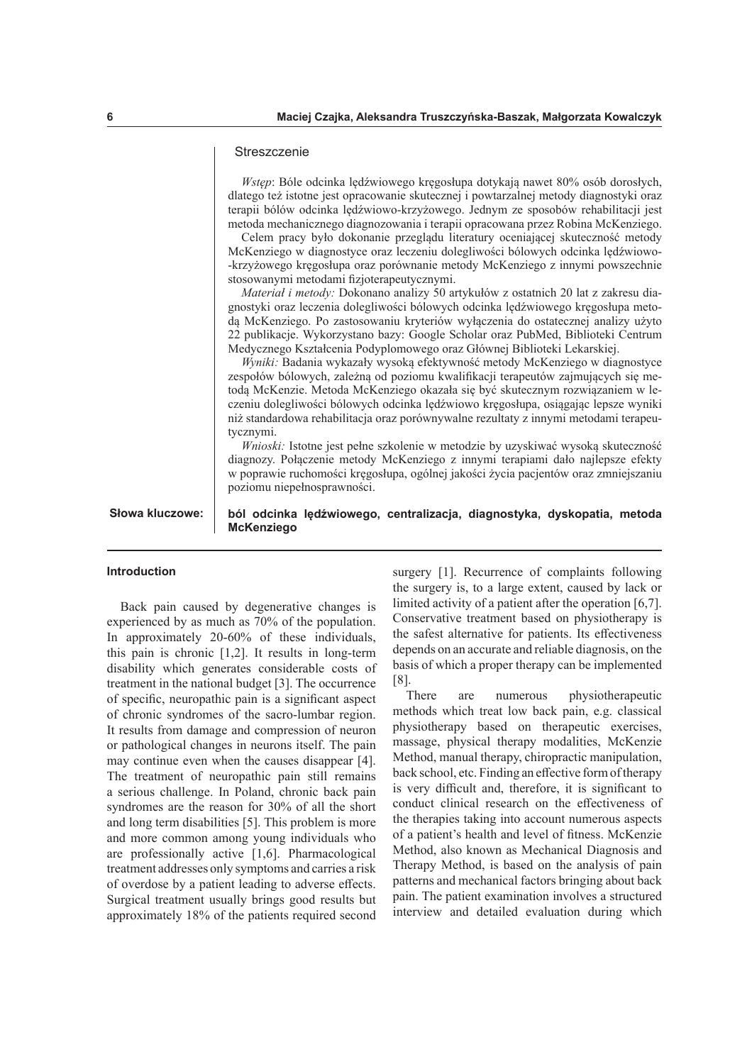## Streszczenie

*Wstęp*: Bóle odcinka lędźwiowego kręgosłupa dotykają nawet 80% osób dorosłych, dlatego też istotne jest opracowanie skutecznej i powtarzalnej metody diagnostyki oraz terapii bólów odcinka lędźwiowo-krzyżowego. Jednym ze sposobów rehabilitacji jest metoda mechanicznego diagnozowania i terapii opracowana przez Robina McKenziego.

Celem pracy było dokonanie przeglądu literatury oceniającej skuteczność metody McKenziego w diagnostyce oraz leczeniu dolegliwości bólowych odcinka lędźwiowo-krzyżowego kręgosłupa oraz porównanie metody McKenziego z innymi powszechnie stosowanymi metodami fizjoterapeutycznymi.

*Materiał i metody:* Dokonano analizy 50 artykułów z ostatnich 20 lat z zakresu diagnostyki oraz leczenia dolegliwości bólowych odcinka lędźwiowego kręgosłupa metodą McKenziego. Po zastosowaniu kryteriów wyłączenia do ostatecznej analizy użyto 22 publikacje. Wykorzystano bazy: Google Scholar oraz PubMed, Biblioteki Centrum Medycznego Kształcenia Podyplomowego oraz Głównej Biblioteki Lekarskiej.

*Wyniki:* Badania wykazały wysoką efektywność metody McKenziego w diagnostyce zespołów bólowych, zależną od poziomu kwalifikacji terapeutów zajmujących się metodą McKenzie. Metoda McKenziego okazała się być skutecznym rozwiązaniem w leczeniu dolegliwości bólowych odcinka lędźwiowo kręgosłupa, osiągając lepsze wyniki niż standardowa rehabilitacja oraz porównywalne rezultaty z innymi metodami terapeutycznymi.

*Wnioski:* Istotne jest pełne szkolenie w metodzie by uzyskiwać wysoką skuteczność diagnozy. Połączenie metody McKenziego z innymi terapiami dało najlepsze efekty w poprawie ruchomości kręgosłupa, ogólnej jakości życia pacjentów oraz zmniejszaniu poziomu niepełnosprawności.

**Słowa kluczowe:** **ból odcinka lędźwiowego, centralizacja, diagnostyka, dyskopatia, metoda McKenziego**

## Introduction

Back pain caused by degenerative changes is experienced by as much as 70% of the population. In approximately 20-60% of these individuals, this pain is chronic [1,2]. It results in long-term disability which generates considerable costs of treatment in the national budget [3]. The occurrence of specific, neuropathic pain is a significant aspect of chronic syndromes of the sacro-lumbar region. It results from damage and compression of neuron or pathological changes in neurons itself. The pain may continue even when the causes disappear [4]. The treatment of neuropathic pain still remains a serious challenge. In Poland, chronic back pain syndromes are the reason for 30% of all the short and long term disabilities [5]. This problem is more and more common among young individuals who are professionally active [1,6]. Pharmacological treatment addresses only symptoms and carries a risk of overdose by a patient leading to adverse effects. Surgical treatment usually brings good results but approximately 18% of the patients required second surgery [1]. Recurrence of complaints following the surgery is, to a large extent, caused by lack or limited activity of a patient after the operation [6,7]. Conservative treatment based on physiotherapy is the safest alternative for patients. Its effectiveness depends on an accurate and reliable diagnosis, on the basis of which a proper therapy can be implemented [8].

There are numerous physiotherapeutic methods which treat low back pain, e.g. classical physiotherapy based on therapeutic exercises, massage, physical therapy modalities, McKenzie Method, manual therapy, chiropractic manipulation, back school, etc. Finding an effective form of therapy is very difficult and, therefore, it is significant to conduct clinical research on the effectiveness of the therapies taking into account numerous aspects of a patient's health and level of fitness. McKenzie Method, also known as Mechanical Diagnosis and Therapy Method, is based on the analysis of pain patterns and mechanical factors bringing about back pain. The patient examination involves a structured interview and detailed evaluation during which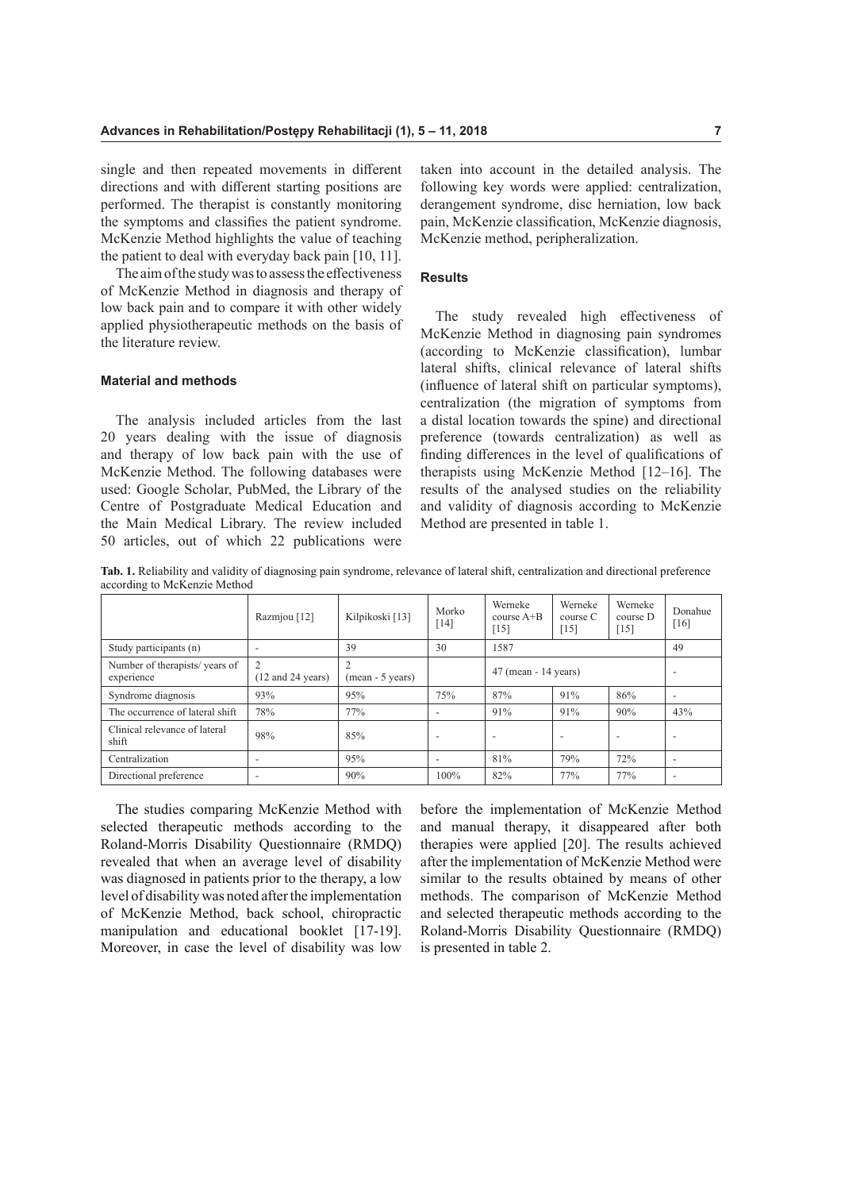single and then repeated movements in different directions and with different starting positions are performed. The therapist is constantly monitoring the symptoms and classifies the patient syndrome. McKenzie Method highlights the value of teaching the patient to deal with everyday back pain [10, 11].

The aim of the study was to assess the effectiveness of McKenzie Method in diagnosis and therapy of low back pain and to compare it with other widely applied physiotherapeutic methods on the basis of the literature review.

### Material and methods

The analysis included articles from the last 20 years dealing with the issue of diagnosis and therapy of low back pain with the use of McKenzie Method. The following databases were used: Google Scholar, PubMed, the Library of the Centre of Postgraduate Medical Education and the Main Medical Library. The review included 50 articles, out of which 22 publications were taken into account in the detailed analysis. The following key words were applied: centralization, derangement syndrome, disc herniation, low back pain, McKenzie classification, McKenzie diagnosis, McKenzie method, peripheralization.

### Results

The study revealed high effectiveness of McKenzie Method in diagnosing pain syndromes (according to McKenzie classification), lumbar lateral shifts, clinical relevance of lateral shifts (influence of lateral shift on particular symptoms), centralization (the migration of symptoms from a distal location towards the spine) and directional preference (towards centralization) as well as finding differences in the level of qualifications of therapists using McKenzie Method [12–16]. The results of the analysed studies on the reliability and validity of diagnosis according to McKenzie Method are presented in table 1.

**Tab. 1.** Reliability and validity of diagnosing pain syndrome, relevance of lateral shift, centralization and directional preference according to McKenzie Method

| | Razmjou [12] | Kilpikoski [13] | Morko [14] | Werneke course A+B [15] | Werneke course C [15] | Werneke course D [15] | Donahue [16] |
|---|---|---|---|---|---|---|---|
| Study participants (n) | - | 39 | 30 | 1587 | | | 49 |
| Number of therapists/ years of experience | 2 (12 and 24 years) | 2 (mean - 5 years) | | 47 (mean - 14 years) | | | - |
| Syndrome diagnosis | 93% | 95% | 75% | 87% | 91% | 86% | - |
| The occurrence of lateral shift | 78% | 77% | - | 91% | 91% | 90% | 43% |
| Clinical relevance of lateral shift | 98% | 85% | - | - | - | - | - |
| Centralization | - | 95% | - | 81% | 79% | 72% | - |
| Directional preference | - | 90% | 100% | 82% | 77% | 77% | - |

The studies comparing McKenzie Method with selected therapeutic methods according to the Roland-Morris Disability Questionnaire (RMDQ) revealed that when an average level of disability was diagnosed in patients prior to the therapy, a low level of disability was noted after the implementation of McKenzie Method, back school, chiropractic manipulation and educational booklet [17-19]. Moreover, in case the level of disability was low before the implementation of McKenzie Method and manual therapy, it disappeared after both therapies were applied [20]. The results achieved after the implementation of McKenzie Method were similar to the results obtained by means of other methods. The comparison of McKenzie Method and selected therapeutic methods according to the Roland-Morris Disability Questionnaire (RMDQ) is presented in table 2.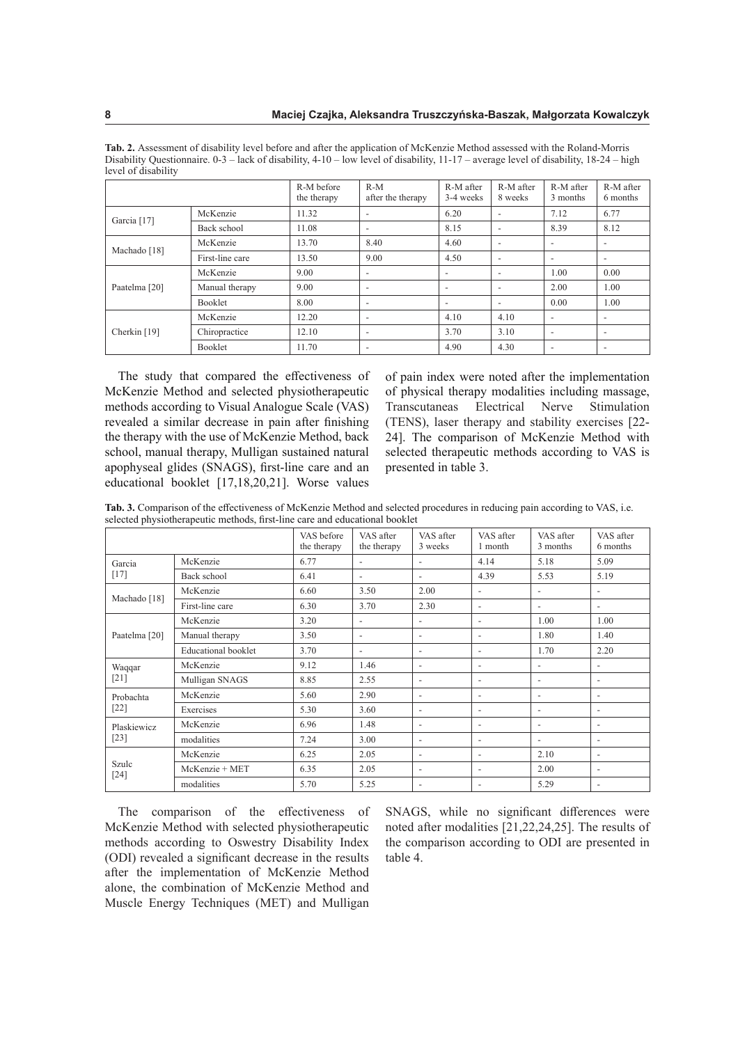**Tab. 2.** Assessment of disability level before and after the application of McKenzie Method assessed with the Roland-Morris Disability Questionnaire. 0-3 – lack of disability, 4-10 – low level of disability, 11-17 – average level of disability, 18-24 – high level of disability

| | | R-M before the therapy | R-M after the therapy | R-M after 3-4 weeks | R-M after 8 weeks | R-M after 3 months | R-M after 6 months |
|---|---|---|---|---|---|---|---|
| Garcia [17] | McKenzie | 11.32 | - | 6.20 | - | 7.12 | 6.77 |
| | Back school | 11.08 | - | 8.15 | - | 8.39 | 8.12 |
| Machado [18] | McKenzie | 13.70 | 8.40 | 4.60 | - | - | - |
| | First-line care | 13.50 | 9.00 | 4.50 | - | - | - |
| Paatelma [20] | McKenzie | 9.00 | - | - | - | 1.00 | 0.00 |
| | Manual therapy | 9.00 | - | - | - | 2.00 | 1.00 |
| | Booklet | 8.00 | - | - | - | 0.00 | 1.00 |
| Cherkin [19] | McKenzie | 12.20 | - | 4.10 | 4.10 | - | - |
| | Chiropractice | 12.10 | - | 3.70 | 3.10 | - | - |
| | Booklet | 11.70 | - | 4.90 | 4.30 | - | - |

The study that compared the effectiveness of McKenzie Method and selected physiotherapeutic methods according to Visual Analogue Scale (VAS) revealed a similar decrease in pain after finishing the therapy with the use of McKenzie Method, back school, manual therapy, Mulligan sustained natural apophyseal glides (SNAGS), first-line care and an educational booklet [17,18,20,21]. Worse values of pain index were noted after the implementation of physical therapy modalities including massage, Transcutaneas Electrical Nerve Stimulation (TENS), laser therapy and stability exercises [22-24]. The comparison of McKenzie Method with selected therapeutic methods according to VAS is presented in table 3.

**Tab. 3.** Comparison of the effectiveness of McKenzie Method and selected procedures in reducing pain according to VAS, i.e. selected physiotherapeutic methods, first-line care and educational booklet

| | | VAS before the therapy | VAS after the therapy | VAS after 3 weeks | VAS after 1 month | VAS after 3 months | VAS after 6 months |
|---|---|---|---|---|---|---|---|
| Garcia [17] | McKenzie | 6.77 | - | - | 4.14 | 5.18 | 5.09 |
| | Back school | 6.41 | - | - | 4.39 | 5.53 | 5.19 |
| Machado [18] | McKenzie | 6.60 | 3.50 | 2.00 | - | - | - |
| | First-line care | 6.30 | 3.70 | 2.30 | - | - | - |
| Paatelma [20] | McKenzie | 3.20 | - | - | - | 1.00 | 1.00 |
| | Manual therapy | 3.50 | - | - | - | 1.80 | 1.40 |
| | Educational booklet | 3.70 | - | - | - | 1.70 | 2.20 |
| Waqqar [21] | McKenzie | 9.12 | 1.46 | - | - | - | - |
| | Mulligan SNAGS | 8.85 | 2.55 | - | - | - | - |
| Probachta [22] | McKenzie | 5.60 | 2.90 | - | - | - | - |
| | Exercises | 5.30 | 3.60 | - | - | - | - |
| Plaskiewicz [23] | McKenzie | 6.96 | 1.48 | - | - | - | - |
| | modalities | 7.24 | 3.00 | - | - | - | - |
| Szulc [24] | McKenzie | 6.25 | 2.05 | - | - | 2.10 | - |
| | McKenzie + MET | 6.35 | 2.05 | - | - | 2.00 | - |
| | modalities | 5.70 | 5.25 | - | - | 5.29 | - |

The comparison of the effectiveness of McKenzie Method with selected physiotherapeutic methods according to Oswestry Disability Index (ODI) revealed a significant decrease in the results after the implementation of McKenzie Method alone, the combination of McKenzie Method and Muscle Energy Techniques (MET) and Mulligan SNAGS, while no significant differences were noted after modalities [21,22,24,25]. The results of the comparison according to ODI are presented in table 4.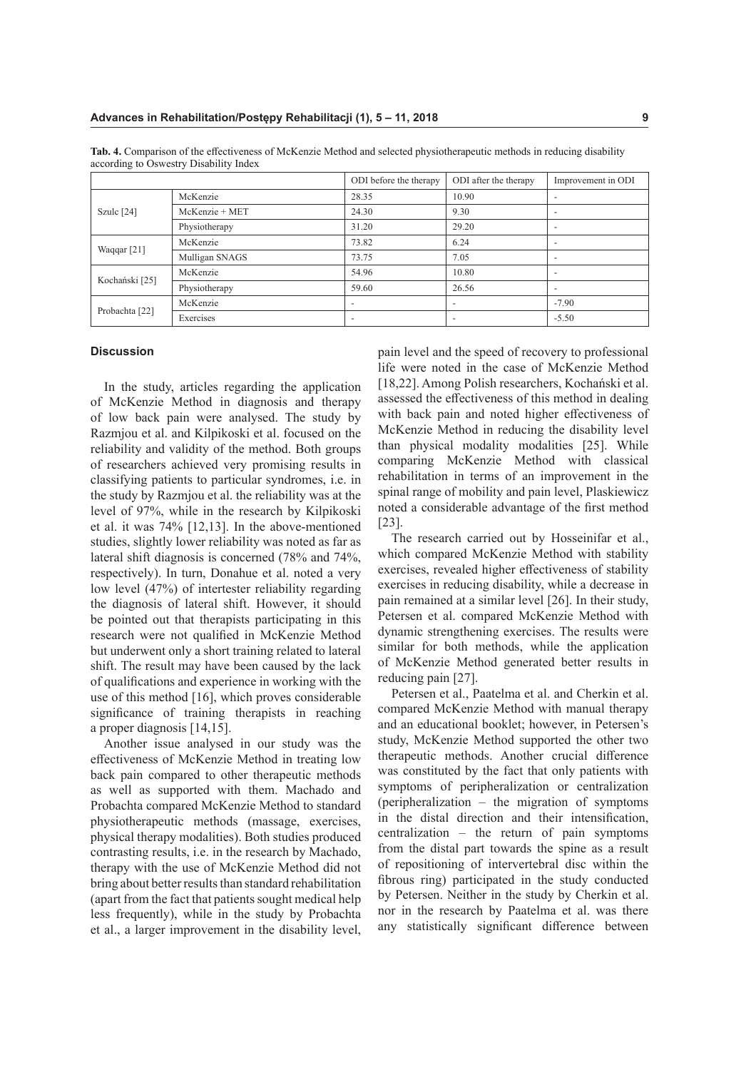**Tab. 4.** Comparison of the effectiveness of McKenzie Method and selected physiotherapeutic methods in reducing disability according to Oswestry Disability Index

| | | ODI before the therapy | ODI after the therapy | Improvement in ODI |
|---|---|---|---|---|
| Szulc [24] | McKenzie | 28.35 | 10.90 | - |
| | McKenzie + MET | 24.30 | 9.30 | - |
| | Physiotherapy | 31.20 | 29.20 | - |
| Waqqar [21] | McKenzie | 73.82 | 6.24 | - |
| | Mulligan SNAGS | 73.75 | 7.05 | - |
| Kochański [25] | McKenzie | 54.96 | 10.80 | - |
| | Physiotherapy | 59.60 | 26.56 | - |
| Probachta [22] | McKenzie | - | - | -7.90 |
| | Exercises | - | - | -5.50 |

## Discussion

In the study, articles regarding the application of McKenzie Method in diagnosis and therapy of low back pain were analysed. The study by Razmjou et al. and Kilpikoski et al. focused on the reliability and validity of the method. Both groups of researchers achieved very promising results in classifying patients to particular syndromes, i.e. in the study by Razmjou et al. the reliability was at the level of 97%, while in the research by Kilpikoski et al. it was 74% [12,13]. In the above-mentioned studies, slightly lower reliability was noted as far as lateral shift diagnosis is concerned (78% and 74%, respectively). In turn, Donahue et al. noted a very low level (47%) of intertester reliability regarding the diagnosis of lateral shift. However, it should be pointed out that therapists participating in this research were not qualified in McKenzie Method but underwent only a short training related to lateral shift. The result may have been caused by the lack of qualifications and experience in working with the use of this method [16], which proves considerable significance of training therapists in reaching a proper diagnosis [14,15].

Another issue analysed in our study was the effectiveness of McKenzie Method in treating low back pain compared to other therapeutic methods as well as supported with them. Machado and Probachta compared McKenzie Method to standard physiotherapeutic methods (massage, exercises, physical therapy modalities). Both studies produced contrasting results, i.e. in the research by Machado, therapy with the use of McKenzie Method did not bring about better results than standard rehabilitation (apart from the fact that patients sought medical help less frequently), while in the study by Probachta et al., a larger improvement in the disability level, pain level and the speed of recovery to professional life were noted in the case of McKenzie Method [18,22]. Among Polish researchers, Kochański et al. assessed the effectiveness of this method in dealing with back pain and noted higher effectiveness of McKenzie Method in reducing the disability level than physical modality modalities [25]. While comparing McKenzie Method with classical rehabilitation in terms of an improvement in the spinal range of mobility and pain level, Plaskiewicz noted a considerable advantage of the first method [23].

The research carried out by Hosseinifar et al., which compared McKenzie Method with stability exercises, revealed higher effectiveness of stability exercises in reducing disability, while a decrease in pain remained at a similar level [26]. In their study, Petersen et al. compared McKenzie Method with dynamic strengthening exercises. The results were similar for both methods, while the application of McKenzie Method generated better results in reducing pain [27].

Petersen et al., Paatelma et al. and Cherkin et al. compared McKenzie Method with manual therapy and an educational booklet; however, in Petersen's study, McKenzie Method supported the other two therapeutic methods. Another crucial difference was constituted by the fact that only patients with symptoms of peripheralization or centralization (peripheralization – the migration of symptoms in the distal direction and their intensification, centralization – the return of pain symptoms from the distal part towards the spine as a result of repositioning of intervertebral disc within the fibrous ring) participated in the study conducted by Petersen. Neither in the study by Cherkin et al. nor in the research by Paatelma et al. was there any statistically significant difference between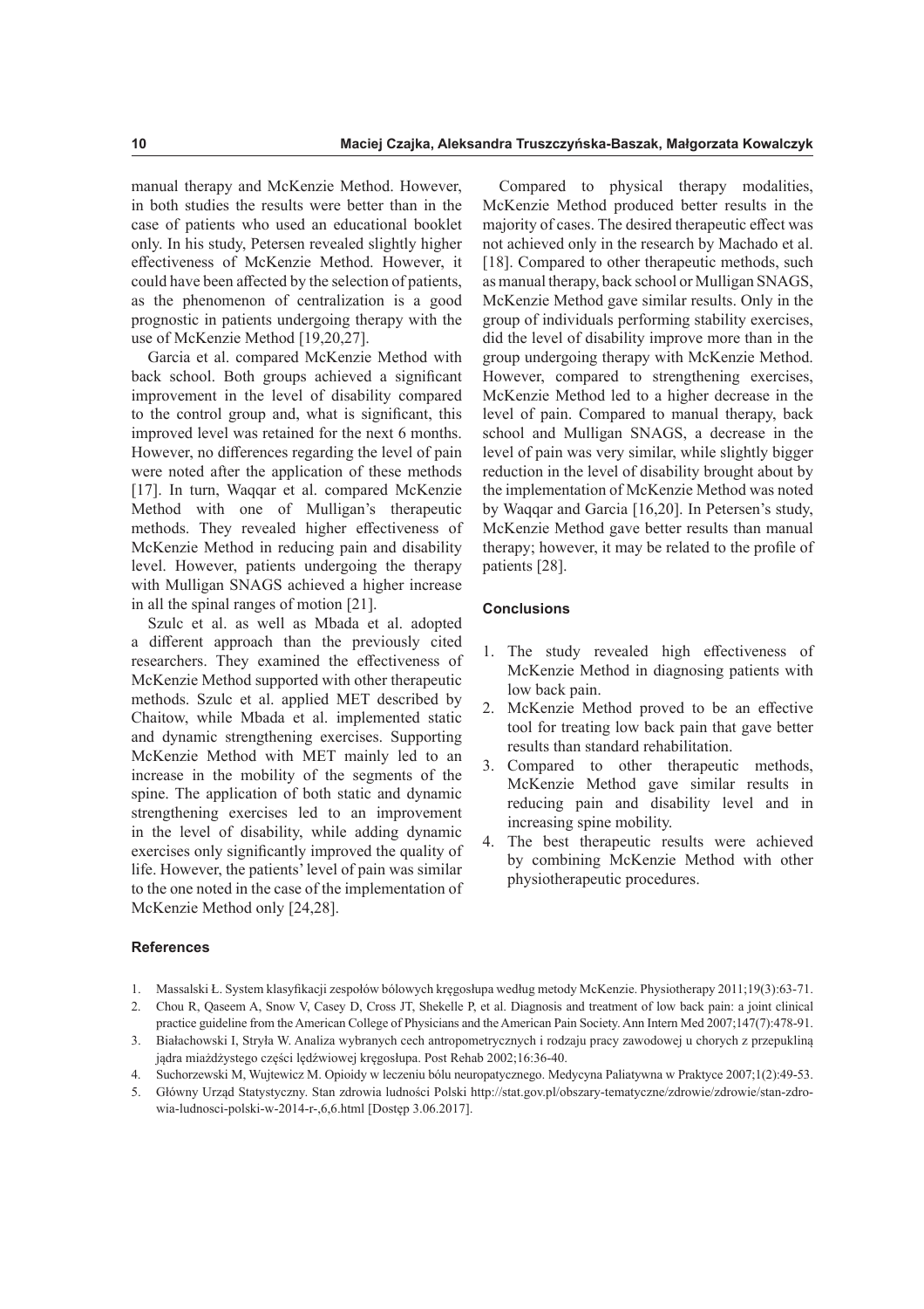manual therapy and McKenzie Method. However, in both studies the results were better than in the case of patients who used an educational booklet only. In his study, Petersen revealed slightly higher effectiveness of McKenzie Method. However, it could have been affected by the selection of patients, as the phenomenon of centralization is a good prognostic in patients undergoing therapy with the use of McKenzie Method [19,20,27].

Garcia et al. compared McKenzie Method with back school. Both groups achieved a significant improvement in the level of disability compared to the control group and, what is significant, this improved level was retained for the next 6 months. However, no differences regarding the level of pain were noted after the application of these methods [17]. In turn, Waqqar et al. compared McKenzie Method with one of Mulligan's therapeutic methods. They revealed higher effectiveness of McKenzie Method in reducing pain and disability level. However, patients undergoing the therapy with Mulligan SNAGS achieved a higher increase in all the spinal ranges of motion [21].

Szulc et al. as well as Mbada et al. adopted a different approach than the previously cited researchers. They examined the effectiveness of McKenzie Method supported with other therapeutic methods. Szulc et al. applied MET described by Chaitow, while Mbada et al. implemented static and dynamic strengthening exercises. Supporting McKenzie Method with MET mainly led to an increase in the mobility of the segments of the spine. The application of both static and dynamic strengthening exercises led to an improvement in the level of disability, while adding dynamic exercises only significantly improved the quality of life. However, the patients' level of pain was similar to the one noted in the case of the implementation of McKenzie Method only [24,28].

Compared to physical therapy modalities, McKenzie Method produced better results in the majority of cases. The desired therapeutic effect was not achieved only in the research by Machado et al. [18]. Compared to other therapeutic methods, such as manual therapy, back school or Mulligan SNAGS, McKenzie Method gave similar results. Only in the group of individuals performing stability exercises, did the level of disability improve more than in the group undergoing therapy with McKenzie Method. However, compared to strengthening exercises, McKenzie Method led to a higher decrease in the level of pain. Compared to manual therapy, back school and Mulligan SNAGS, a decrease in the level of pain was very similar, while slightly bigger reduction in the level of disability brought about by the implementation of McKenzie Method was noted by Waqqar and Garcia [16,20]. In Petersen's study, McKenzie Method gave better results than manual therapy; however, it may be related to the profile of patients [28].

### Conclusions

1. The study revealed high effectiveness of McKenzie Method in diagnosing patients with low back pain.
2. McKenzie Method proved to be an effective tool for treating low back pain that gave better results than standard rehabilitation.
3. Compared to other therapeutic methods, McKenzie Method gave similar results in reducing pain and disability level and in increasing spine mobility.
4. The best therapeutic results were achieved by combining McKenzie Method with other physiotherapeutic procedures.

### References

1. Massalski Ł. System klasyfikacji zespołów bólowych kręgosłupa według metody McKenzie. Physiotherapy 2011;19(3):63-71.
2. Chou R, Qaseem A, Snow V, Casey D, Cross JT, Shekelle P, et al. Diagnosis and treatment of low back pain: a joint clinical practice guideline from the American College of Physicians and the American Pain Society. Ann Intern Med 2007;147(7):478-91.
3. Białachowski I, Stryła W. Analiza wybranych cech antropometrycznych i rodzaju pracy zawodowej u chorych z przepukliną jądra miażdżystego części lędźwiowej kręgosłupa. Post Rehab 2002;16:36-40.
4. Suchorzewski M, Wujtewicz M. Opioidy w leczeniu bólu neuropatycznego. Medycyna Paliatywna w Praktyce 2007;1(2):49-53.
5. Główny Urząd Statystyczny. Stan zdrowia ludności Polski http://stat.gov.pl/obszary-tematyczne/zdrowie/zdrowie/stan-zdrowia-ludnosci-polski-w-2014-r-,6,6.html [Dostęp 3.06.2017].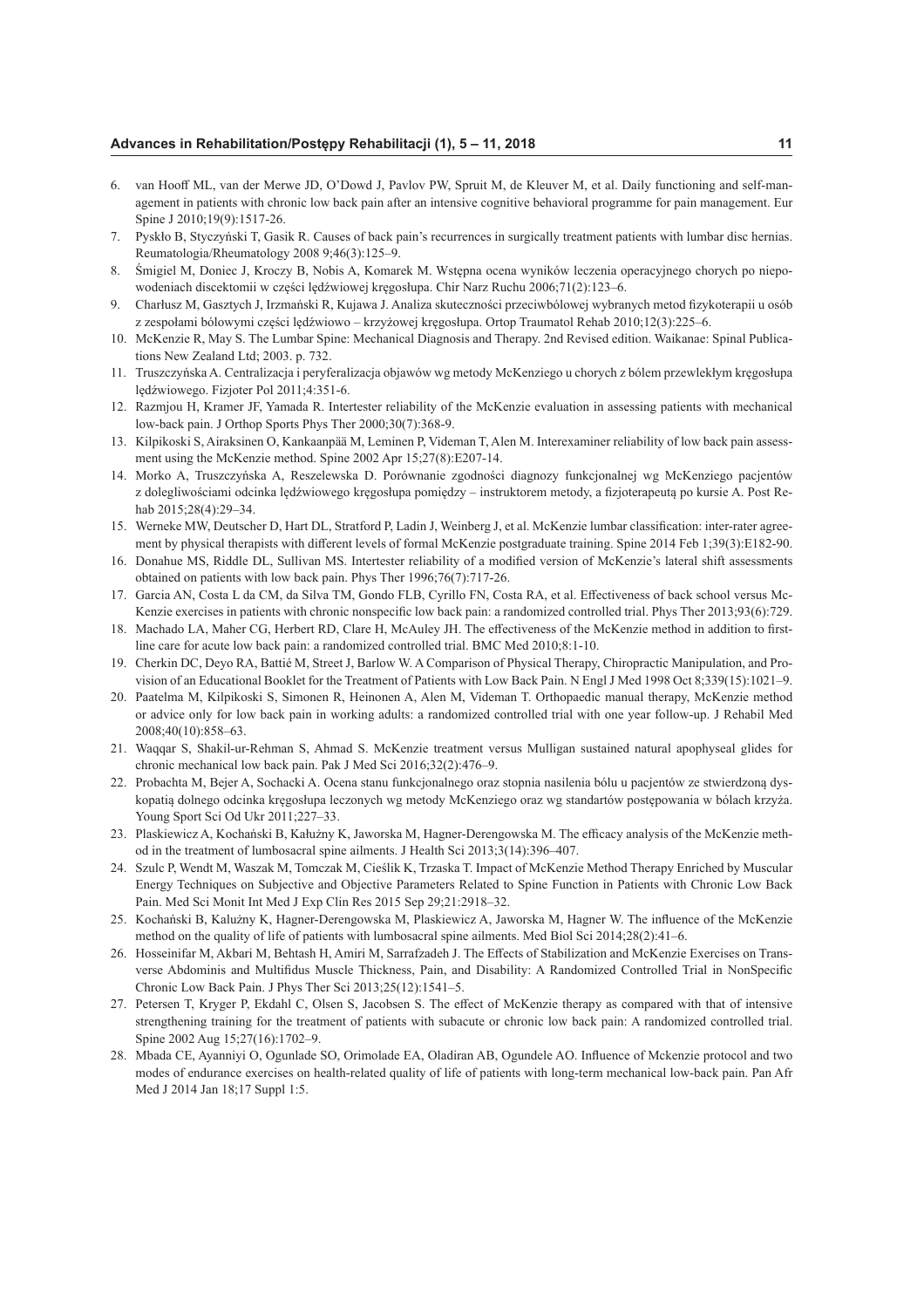6. van Hooff ML, van der Merwe JD, O'Dowd J, Pavlov PW, Spruit M, de Kleuver M, et al. Daily functioning and self-management in patients with chronic low back pain after an intensive cognitive behavioral programme for pain management. Eur Spine J 2010;19(9):1517-26.
7. Pyskło B, Styczyński T, Gasik R. Causes of back pain's recurrences in surgically treatment patients with lumbar disc hernias. Reumatologia/Rheumatology 2008 9;46(3):125–9.
8. Śmigiel M, Doniec J, Kroczy B, Nobis A, Komarek M. Wstępna ocena wyników leczenia operacyjnego chorych po niepowodeniach discektomii w części lędźwiowej kręgosłupa. Chir Narz Ruchu 2006;71(2):123–6.
9. Charłusz M, Gasztych J, Irzmański R, Kujawa J. Analiza skuteczności przeciwbólowej wybranych metod fizykoterapii u osób z zespołami bólowymi części lędźwiowo – krzyżowej kręgosłupa. Ortop Traumatol Rehab 2010;12(3):225–6.
10. McKenzie R, May S. The Lumbar Spine: Mechanical Diagnosis and Therapy. 2nd Revised edition. Waikanae: Spinal Publications New Zealand Ltd; 2003. p. 732.
11. Truszczyńska A. Centralizacja i peryferalizacja objawów wg metody McKenziego u chorych z bólem przewlekłym kręgosłupa lędźwiowego. Fizjoter Pol 2011;4:351-6.
12. Razmjou H, Kramer JF, Yamada R. Intertester reliability of the McKenzie evaluation in assessing patients with mechanical low-back pain. J Orthop Sports Phys Ther 2000;30(7):368-9.
13. Kilpikoski S, Airaksinen O, Kankaanpää M, Leminen P, Videman T, Alen M. Interexaminer reliability of low back pain assessment using the McKenzie method. Spine 2002 Apr 15;27(8):E207-14.
14. Morko A, Truszczyńska A, Reszelewska D. Porównanie zgodności diagnozy funkcjonalnej wg McKenziego pacjentów z dolegliwościami odcinka lędźwiowego kręgosłupa pomiędzy – instruktorem metody, a fizjoterapeutą po kursie A. Post Rehab 2015;28(4):29–34.
15. Werneke MW, Deutscher D, Hart DL, Stratford P, Ladin J, Weinberg J, et al. McKenzie lumbar classification: inter-rater agreement by physical therapists with different levels of formal McKenzie postgraduate training. Spine 2014 Feb 1;39(3):E182-90.
16. Donahue MS, Riddle DL, Sullivan MS. Intertester reliability of a modified version of McKenzie's lateral shift assessments obtained on patients with low back pain. Phys Ther 1996;76(7):717-26.
17. Garcia AN, Costa L da CM, da Silva TM, Gondo FLB, Cyrillo FN, Costa RA, et al. Effectiveness of back school versus McKenzie exercises in patients with chronic nonspecific low back pain: a randomized controlled trial. Phys Ther 2013;93(6):729.
18. Machado LA, Maher CG, Herbert RD, Clare H, McAuley JH. The effectiveness of the McKenzie method in addition to first-line care for acute low back pain: a randomized controlled trial. BMC Med 2010;8:1-10.
19. Cherkin DC, Deyo RA, Battié M, Street J, Barlow W. A Comparison of Physical Therapy, Chiropractic Manipulation, and Provision of an Educational Booklet for the Treatment of Patients with Low Back Pain. N Engl J Med 1998 Oct 8;339(15):1021–9.
20. Paatelma M, Kilpikoski S, Simonen R, Heinonen A, Alen M, Videman T. Orthopaedic manual therapy, McKenzie method or advice only for low back pain in working adults: a randomized controlled trial with one year follow-up. J Rehabil Med 2008;40(10):858–63.
21. Waqqar S, Shakil-ur-Rehman S, Ahmad S. McKenzie treatment versus Mulligan sustained natural apophyseal glides for chronic mechanical low back pain. Pak J Med Sci 2016;32(2):476–9.
22. Probachta M, Bejer A, Sochacki A. Ocena stanu funkcjonalnego oraz stopnia nasilenia bólu u pacjentów ze stwierdzoną dyskopatią dolnego odcinka kręgosłupa leczonych wg metody McKenziego oraz wg standartów postępowania w bólach krzyża. Young Sport Sci Od Ukr 2011;227–33.
23. Plaskiewicz A, Kochański B, Kałużny K, Jaworska M, Hagner-Derengowska M. The efficacy analysis of the McKenzie method in the treatment of lumbosacral spine ailments. J Health Sci 2013;3(14):396–407.
24. Szulc P, Wendt M, Waszak M, Tomczak M, Cieślik K, Trzaska T. Impact of McKenzie Method Therapy Enriched by Muscular Energy Techniques on Subjective and Objective Parameters Related to Spine Function in Patients with Chronic Low Back Pain. Med Sci Monit Int Med J Exp Clin Res 2015 Sep 29;21:2918–32.
25. Kochański B, Kaluźny K, Hagner-Derengowska M, Plaskiewicz A, Jaworska M, Hagner W. The influence of the McKenzie method on the quality of life of patients with lumbosacral spine ailments. Med Biol Sci 2014;28(2):41–6.
26. Hosseinifar M, Akbari M, Behtash H, Amiri M, Sarrafzadeh J. The Effects of Stabilization and McKenzie Exercises on Transverse Abdominis and Multifidus Muscle Thickness, Pain, and Disability: A Randomized Controlled Trial in NonSpecific Chronic Low Back Pain. J Phys Ther Sci 2013;25(12):1541–5.
27. Petersen T, Kryger P, Ekdahl C, Olsen S, Jacobsen S. The effect of McKenzie therapy as compared with that of intensive strengthening training for the treatment of patients with subacute or chronic low back pain: A randomized controlled trial. Spine 2002 Aug 15;27(16):1702–9.
28. Mbada CE, Ayanniyi O, Ogunlade SO, Orimolade EA, Oladiran AB, Ogundele AO. Influence of Mckenzie protocol and two modes of endurance exercises on health-related quality of life of patients with long-term mechanical low-back pain. Pan Afr Med J 2014 Jan 18;17 Suppl 1:5.